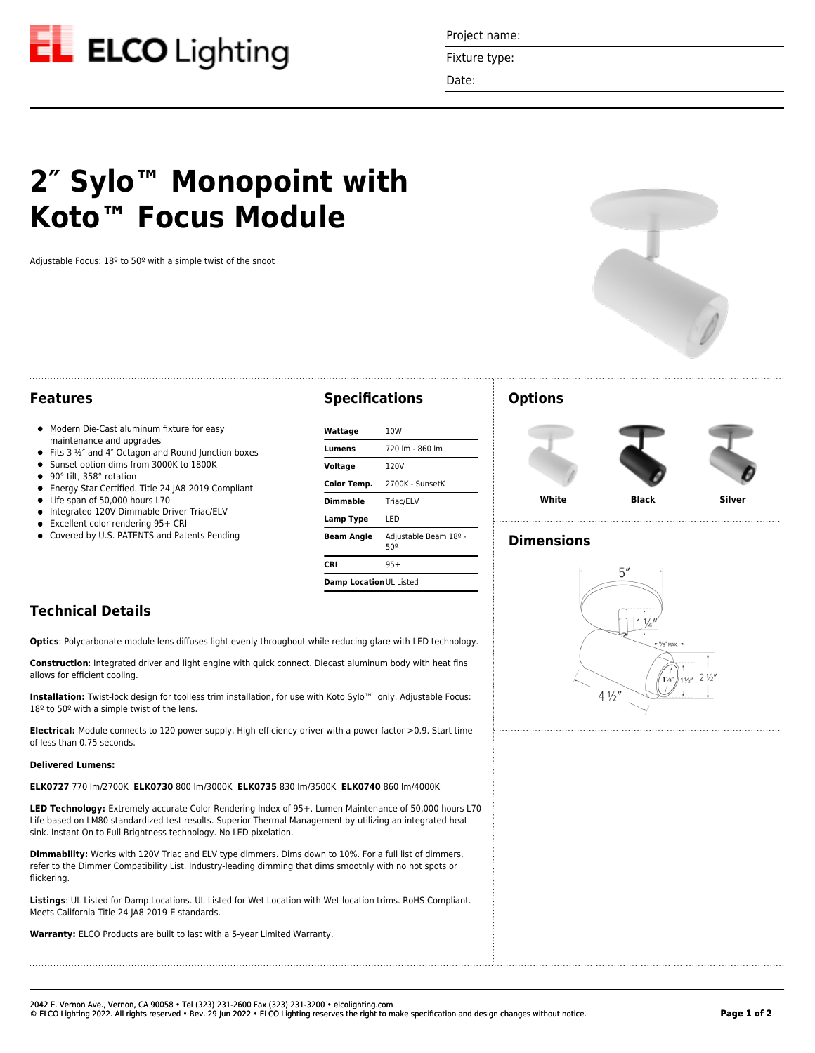Project name:

Fixture type:

Date:

# 2″ Sylo™ Monopoint with Koto™ Focus Module

Adjustable Focus: 18º to 50º with a simple twist of the snoot

## Features

- Modern Die-Cast aluminum fixture for easy maintenance and upgrades
- Fits 3 ½″ and 4″ Octagon and Round Junction boxes
- Sunset option dims from 3000K to 1800K
- 90° tilt, 358° rotation
- Energy Star Certified. Title 24 JA8-2019 Compliant
- Life span of 50,000 hours L70
- Integrated 120V Dimmable Driver Triac/ELV
- Excellent color rendering 95+ CRI
- Covered by U.S. PATENTS and Patents Pending

## Specifications

| | |
|---|---|
| **Wattage** | 10W |
| **Lumens** | 720 lm - 860 lm |
| **Voltage** | 120V |
| **Color Temp.** | 2700K - SunsetK |
| **Dimmable** | Triac/ELV |
| **Lamp Type** | LED |
| **Beam Angle** | Adjustable Beam 18º - 50º |
| **CRI** | 95+ |
| **Damp Location** | UL Listed |

## Options

White | Black | Silver

## Dimensions

5″ | 1 ¼″ | ⅝″ MAX | 1¼″ | 1½″ | 2 ½″ | 4 ½″

## Technical Details

**Optics**: Polycarbonate module lens diffuses light evenly throughout while reducing glare with LED technology.

**Construction**: Integrated driver and light engine with quick connect. Diecast aluminum body with heat fins allows for efficient cooling.

**Installation:** Twist-lock design for toolless trim installation, for use with Koto Sylo™ only. Adjustable Focus: 18º to 50º with a simple twist of the lens.

**Electrical:** Module connects to 120 power supply. High-efficiency driver with a power factor >0.9. Start time of less than 0.75 seconds.

**Delivered Lumens:**

**ELK0727** 770 lm/2700K **ELK0730** 800 lm/3000K **ELK0735** 830 lm/3500K **ELK0740** 860 lm/4000K

**LED Technology:** Extremely accurate Color Rendering Index of 95+. Lumen Maintenance of 50,000 hours L70 Life based on LM80 standardized test results. Superior Thermal Management by utilizing an integrated heat sink. Instant On to Full Brightness technology. No LED pixelation.

**Dimmability:** Works with 120V Triac and ELV type dimmers. Dims down to 10%. For a full list of dimmers, refer to the Dimmer Compatibility List. Industry-leading dimming that dims smoothly with no hot spots or flickering.

**Listings**: UL Listed for Damp Locations. UL Listed for Wet Location with Wet location trims. RoHS Compliant. Meets California Title 24 JA8-2019-E standards.

**Warranty:** ELCO Products are built to last with a 5-year Limited Warranty.

2042 E. Vernon Ave., Vernon, CA 90058 • Tel (323) 231-2600 Fax (323) 231-3200 • elcolighting.com
© ELCO Lighting 2022. All rights reserved • Rev. 29 Jun 2022 • ELCO Lighting reserves the right to make specification and design changes without notice.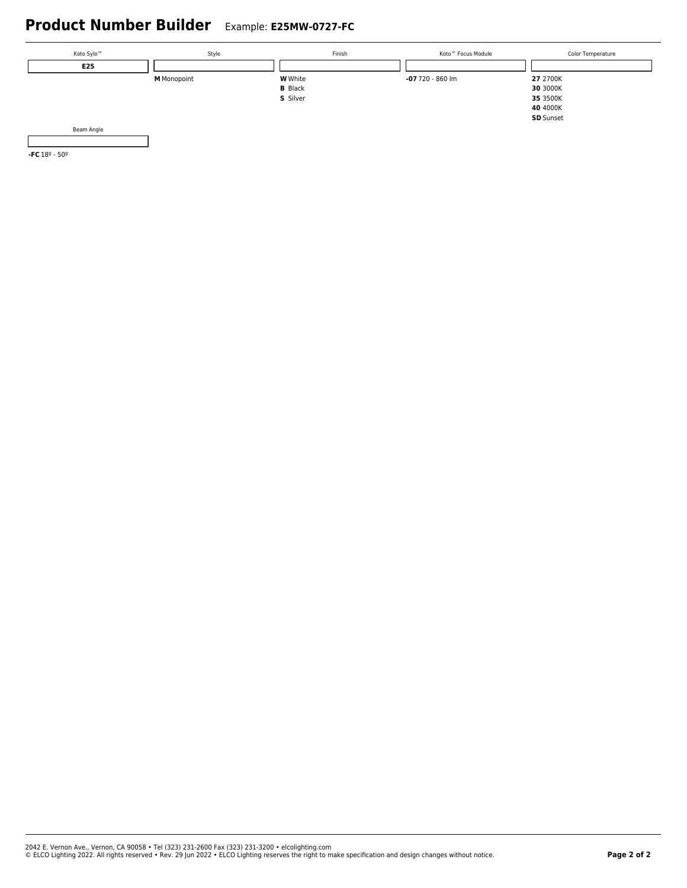# Product Number Builder

Example: **E25MW-0727-FC**

| Koto Sylo™ | Style | Finish | Koto™ Focus Module | Color Temperature |
|---|---|---|---|---|
| **E25** | | | | |
| | **M** Monopoint | **W** White | **-07** 720 - 860 lm | **27** 2700K |
| | | **B** Black | | **30** 3000K |
| | | **S** Silver | | **35** 3500K |
| | | | | **40** 4000K |
| | | | | **SD** Sunset |

| Beam Angle |
|---|
| |
| **-FC** 18º - 50º |

2042 E. Vernon Ave., Vernon, CA 90058 • Tel (323) 231-2600 Fax (323) 231-3200 • elcolighting.com
© ELCO Lighting 2022. All rights reserved • Rev. 29 Jun 2022 • ELCO Lighting reserves the right to make specification and design changes without notice.